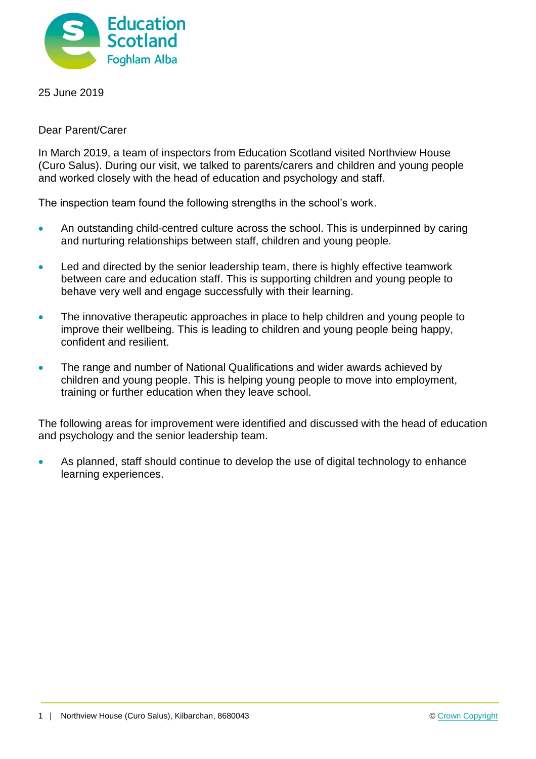25 June 2019

Dear Parent/Carer

In March 2019, a team of inspectors from Education Scotland visited Northview House (Curo Salus). During our visit, we talked to parents/carers and children and young people and worked closely with the head of education and psychology and staff.

The inspection team found the following strengths in the school's work.

- An outstanding child-centred culture across the school. This is underpinned by caring and nurturing relationships between staff, children and young people.
- Led and directed by the senior leadership team, there is highly effective teamwork between care and education staff. This is supporting children and young people to behave very well and engage successfully with their learning.
- The innovative therapeutic approaches in place to help children and young people to improve their wellbeing. This is leading to children and young people being happy, confident and resilient.
- The range and number of National Qualifications and wider awards achieved by children and young people. This is helping young people to move into employment, training or further education when they leave school.

The following areas for improvement were identified and discussed with the head of education and psychology and the senior leadership team.

- As planned, staff should continue to develop the use of digital technology to enhance learning experiences.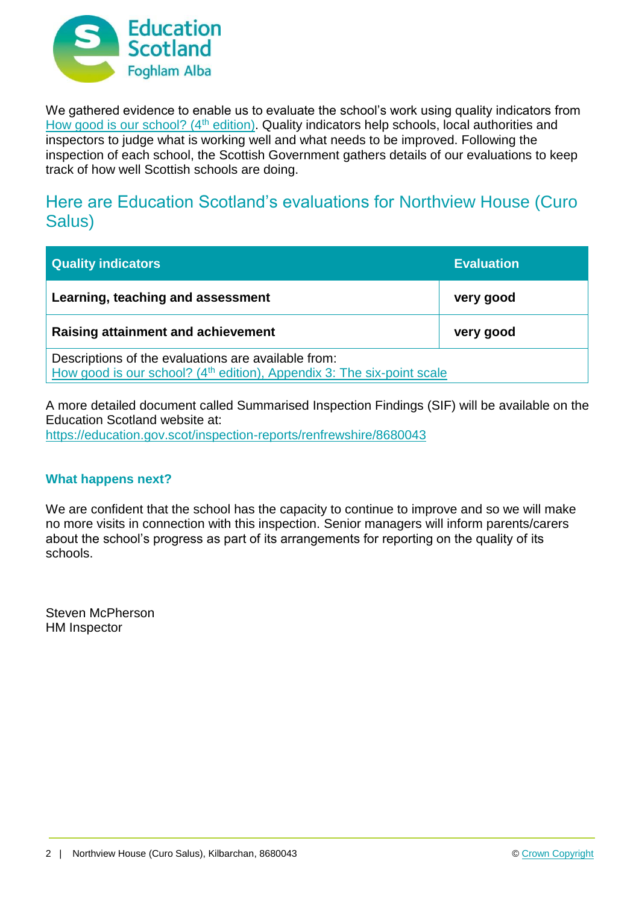We gathered evidence to enable us to evaluate the school's work using quality indicators from How good is our school? (4th edition). Quality indicators help schools, local authorities and inspectors to judge what is working well and what needs to be improved. Following the inspection of each school, the Scottish Government gathers details of our evaluations to keep track of how well Scottish schools are doing.

## Here are Education Scotland's evaluations for Northview House (Curo Salus)

| Quality indicators | Evaluation |
|---|---|
| **Learning, teaching and assessment** | **very good** |
| **Raising attainment and achievement** | **very good** |
| Descriptions of the evaluations are available from: How good is our school? (4th edition), Appendix 3: The six-point scale | |

A more detailed document called Summarised Inspection Findings (SIF) will be available on the Education Scotland website at: https://education.gov.scot/inspection-reports/renfrewshire/8680043

### What happens next?

We are confident that the school has the capacity to continue to improve and so we will make no more visits in connection with this inspection. Senior managers will inform parents/carers about the school's progress as part of its arrangements for reporting on the quality of its schools.

Steven McPherson
HM Inspector